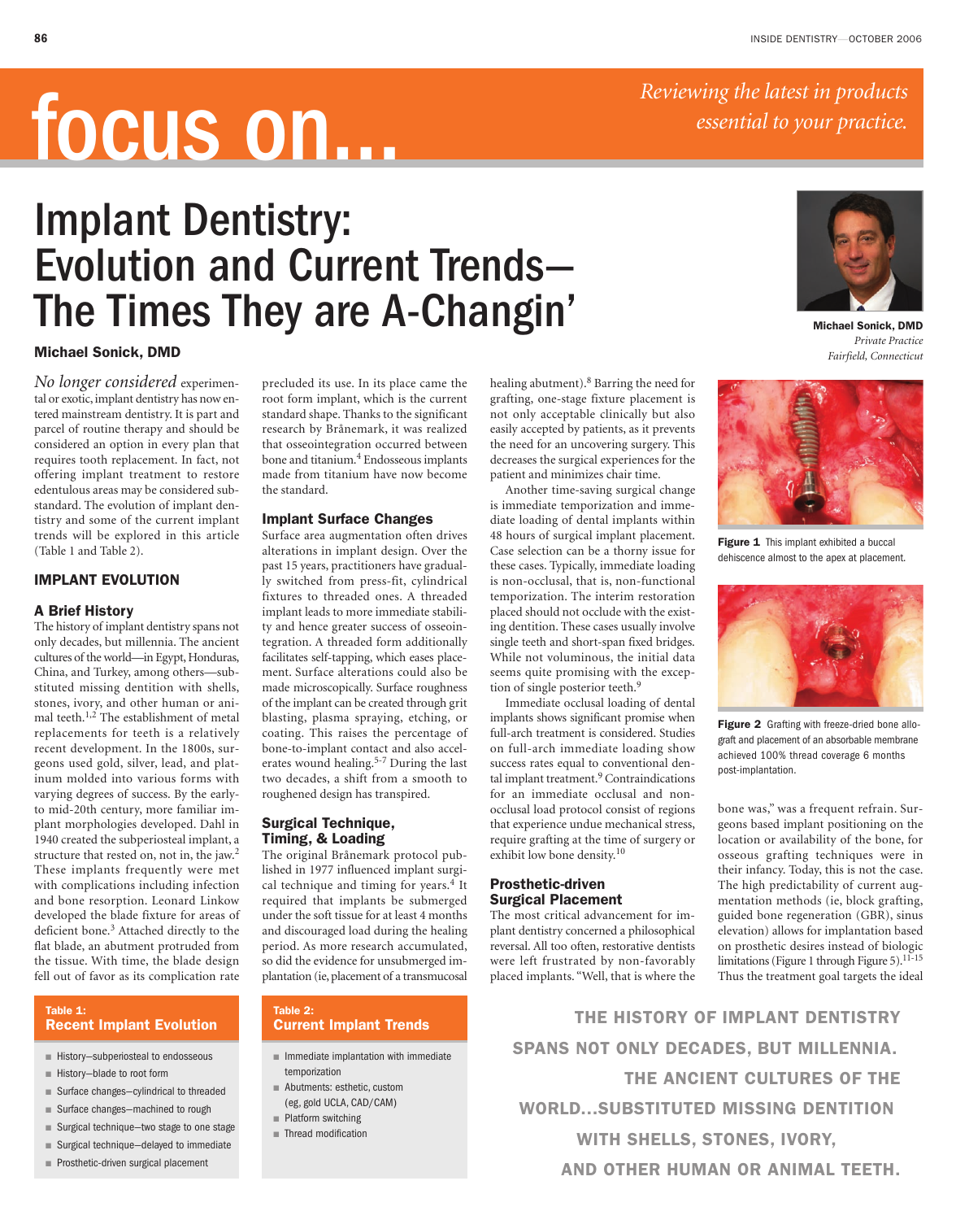# focus on...

*Reviewing the latest in products essential to your practice.*

# Implant Dentistry: Evolution and Current Trends—The Times They are A-Changin'

**Michael Sonick, DMD**

**Michael Sonick, DMD**
*Private Practice*
*Fairfield, Connecticut*

*No longer considered* experimental or exotic, implant dentistry has now entered mainstream dentistry. It is part and parcel of routine therapy and should be considered an option in every plan that requires tooth replacement. In fact, not offering implant treatment to restore edentulous areas may be considered substandard. The evolution of implant dentistry and some of the current implant trends will be explored in this article (Table 1 and Table 2).

## IMPLANT EVOLUTION

### A Brief History

The history of implant dentistry spans not only decades, but millennia. The ancient cultures of the world—in Egypt, Honduras, China, and Turkey, among others—substituted missing dentition with shells, stones, ivory, and other human or animal teeth.[1,2] The establishment of metal replacements for teeth is a relatively recent development. In the 1800s, surgeons used gold, silver, lead, and platinum molded into various forms with varying degrees of success. By the early- to mid-20th century, more familiar implant morphologies developed. Dahl in 1940 created the subperiosteal implant, a structure that rested on, not in, the jaw.[2] These implants frequently were met with complications including infection and bone resorption. Leonard Linkow developed the blade fixture for areas of deficient bone.[3] Attached directly to the flat blade, an abutment protruded from the tissue. With time, the blade design fell out of favor as its complication rate precluded its use. In its place came the root form implant, which is the current standard shape. Thanks to the significant research by Brånemark, it was realized that osseointegration occurred between bone and titanium.[4] Endosseous implants made from titanium have now become the standard.

### Implant Surface Changes

Surface area augmentation often drives alterations in implant design. Over the past 15 years, practitioners have gradually switched from press-fit, cylindrical fixtures to threaded ones. A threaded implant leads to more immediate stability and hence greater success of osseointegration. A threaded form additionally facilitates self-tapping, which eases placement. Surface alterations could also be made microscopically. Surface roughness of the implant can be created through grit blasting, plasma spraying, etching, or coating. This raises the percentage of bone-to-implant contact and also accelerates wound healing.[5-7] During the last two decades, a shift from a smooth to roughened design has transpired.

### Surgical Technique, Timing, & Loading

The original Brånemark protocol published in 1977 influenced implant surgical technique and timing for years.[4] It required that implants be submerged under the soft tissue for at least 4 months and discouraged load during the healing period. As more research accumulated, so did the evidence for unsubmerged implantation (ie, placement of a transmucosal healing abutment).[8] Barring the need for grafting, one-stage fixture placement is not only acceptable clinically but also easily accepted by patients, as it prevents the need for an uncovering surgery. This decreases the surgical experiences for the patient and minimizes chair time.

Another time-saving surgical change is immediate temporization and immediate loading of dental implants within 48 hours of surgical implant placement. Case selection can be a thorny issue for these cases. Typically, immediate loading is non-occlusal, that is, non-functional temporization. The interim restoration placed should not occlude with the existing dentition. These cases usually involve single teeth and short-span fixed bridges. While not voluminous, the initial data seems quite promising with the exception of single posterior teeth.[9]

Immediate occlusal loading of dental implants shows significant promise when full-arch treatment is considered. Studies on full-arch immediate loading show success rates equal to conventional dental implant treatment.[9] Contraindications for an immediate occlusal and non-occlusal load protocol consist of regions that experience undue mechanical stress, require grafting at the time of surgery or exhibit low bone density.[10]

### Prosthetic-driven Surgical Placement

The most critical advancement for implant dentistry concerned a philosophical reversal. All too often, restorative dentists were left frustrated by non-favorably placed implants. "Well, that is where the bone was," was a frequent refrain. Surgeons based implant positioning on the location or availability of the bone, for osseous grafting techniques were in their infancy. Today, this is not the case. The high predictability of current augmentation methods (ie, block grafting, guided bone regeneration (GBR), sinus elevation) allows for implantation based on prosthetic desires instead of biologic limitations (Figure 1 through Figure 5).[11-15] Thus the treatment goal targets the ideal

**Figure 1** This implant exhibited a buccal dehiscence almost to the apex at placement.

**Figure 2** Grafting with freeze-dried bone allograft and placement of an absorbable membrane achieved 100% thread coverage 6 months post-implantation.

**Table 1: Recent Implant Evolution**

- History—subperiosteal to endosseous
- History—blade to root form
- Surface changes—cylindrical to threaded
- Surface changes—machined to rough
- Surgical technique—two stage to one stage
- Surgical technique—delayed to immediate
- Prosthetic-driven surgical placement

**Table 2: Current Implant Trends**

- Immediate implantation with immediate temporization
- Abutments: esthetic, custom (eg, gold UCLA, CAD/CAM)
- Platform switching
- Thread modification

**THE HISTORY OF IMPLANT DENTISTRY SPANS NOT ONLY DECADES, BUT MILLENNIA. THE ANCIENT CULTURES OF THE WORLD...SUBSTITUTED MISSING DENTITION WITH SHELLS, STONES, IVORY, AND OTHER HUMAN OR ANIMAL TEETH.**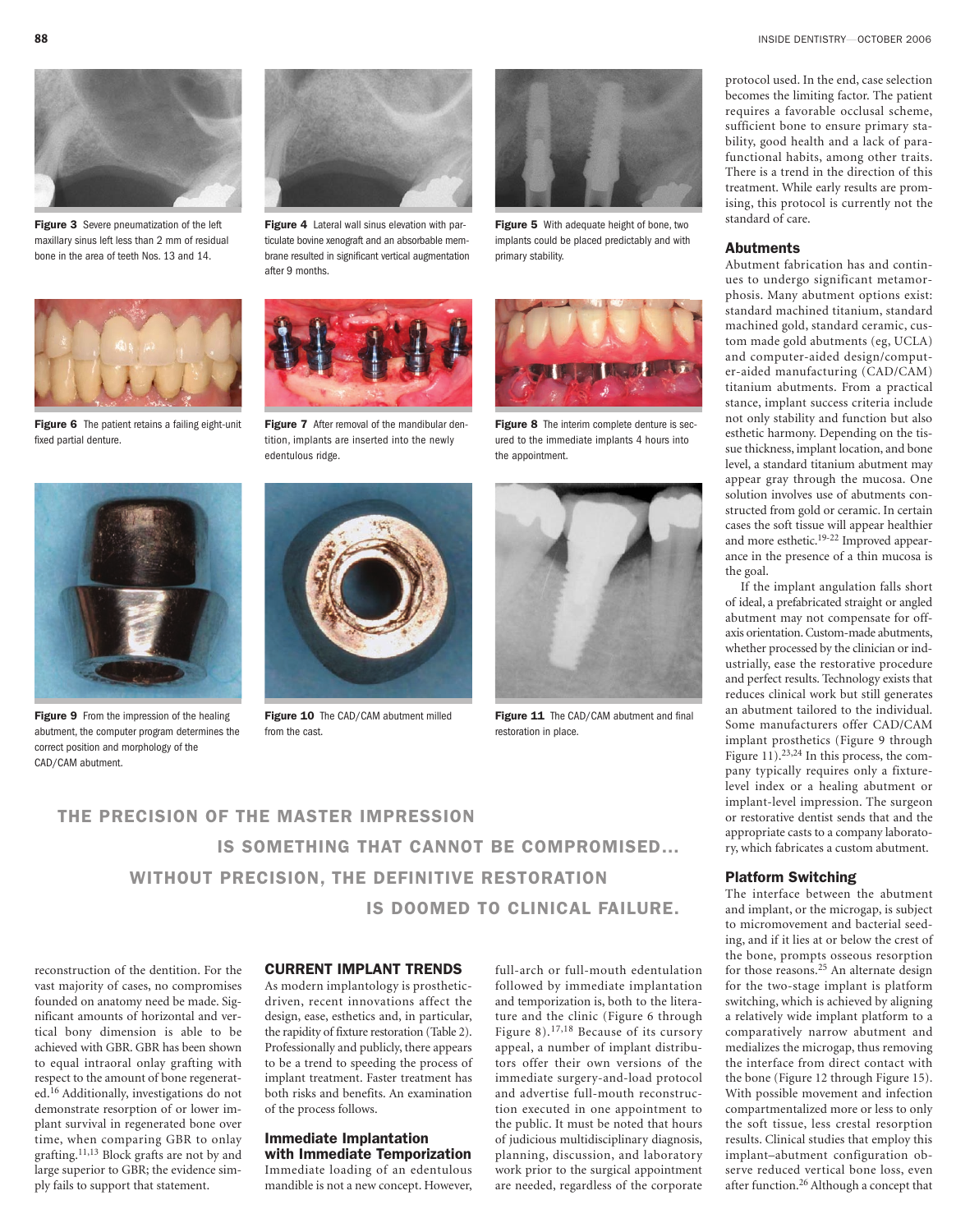**Figure 3** Severe pneumatization of the left maxillary sinus left less than 2 mm of residual bone in the area of teeth Nos. 13 and 14.

**Figure 4** Lateral wall sinus elevation with particulate bovine xenograft and an absorbable membrane resulted in significant vertical augmentation after 9 months.

**Figure 5** With adequate height of bone, two implants could be placed predictably and with primary stability.

**Figure 6** The patient retains a failing eight-unit fixed partial denture.

**Figure 7** After removal of the mandibular dentition, implants are inserted into the newly edentulous ridge.

**Figure 8** The interim complete denture is secured to the immediate implants 4 hours into the appointment.

**Figure 9** From the impression of the healing abutment, the computer program determines the correct position and morphology of the CAD/CAM abutment.

**Figure 10** The CAD/CAM abutment milled from the cast.

**Figure 11** The CAD/CAM abutment and final restoration in place.

**THE PRECISION OF THE MASTER IMPRESSION IS SOMETHING THAT CANNOT BE COMPROMISED... WITHOUT PRECISION, THE DEFINITIVE RESTORATION IS DOOMED TO CLINICAL FAILURE.**

reconstruction of the dentition. For the vast majority of cases, no compromises founded on anatomy need be made. Significant amounts of horizontal and vertical bony dimension is able to be achieved with GBR. GBR has been shown to equal intraoral onlay grafting with respect to the amount of bone regenerated.[16] Additionally, investigations do not demonstrate resorption of or lower implant survival in regenerated bone over time, when comparing GBR to onlay grafting.[11,13] Block grafts are not by and large superior to GBR; the evidence simply fails to support that statement.

## CURRENT IMPLANT TRENDS

As modern implantology is prosthetic-driven, recent innovations affect the design, ease, esthetics and, in particular, the rapidity of fixture restoration (Table 2). Professionally and publicly, there appears to be a trend to speeding the process of implant treatment. Faster treatment has both risks and benefits. An examination of the process follows.

### Immediate Implantation with Immediate Temporization

Immediate loading of an edentulous mandible is not a new concept. However, full-arch or full-mouth edentulation followed by immediate implantation and temporization is, both to the literature and the clinic (Figure 6 through Figure 8).[17,18] Because of its cursory appeal, a number of implant distributors offer their own versions of the immediate surgery-and-load protocol and advertise full-mouth reconstruction executed in one appointment to the public. It must be noted that hours of judicious multidisciplinary diagnosis, planning, discussion, and laboratory work prior to the surgical appointment are needed, regardless of the corporate protocol used. In the end, case selection becomes the limiting factor. The patient requires a favorable occlusal scheme, sufficient bone to ensure primary stability, good health and a lack of parafunctional habits, among other traits. There is a trend in the direction of this treatment. While early results are promising, this protocol is currently not the standard of care.

### Abutments

Abutment fabrication has and continues to undergo significant metamorphosis. Many abutment options exist: standard machined titanium, standard machined gold, standard ceramic, custom made gold abutments (eg, UCLA) and computer-aided design/computer-aided manufacturing (CAD/CAM) titanium abutments. From a practical stance, implant success criteria include not only stability and function but also esthetic harmony. Depending on the tissue thickness, implant location, and bone level, a standard titanium abutment may appear gray through the mucosa. One solution involves use of abutments constructed from gold or ceramic. In certain cases the soft tissue will appear healthier and more esthetic.[19-22] Improved appearance in the presence of a thin mucosa is the goal.

If the implant angulation falls short of ideal, a prefabricated straight or angled abutment may not compensate for off-axis orientation. Custom-made abutments, whether processed by the clinician or industrially, ease the restorative procedure and perfect results. Technology exists that reduces clinical work but still generates an abutment tailored to the individual. Some manufacturers offer CAD/CAM implant prosthetics (Figure 9 through Figure 11).[23,24] In this process, the company typically requires only a fixture-level index or a healing abutment or implant-level impression. The surgeon or restorative dentist sends that and the appropriate casts to a company laboratory, which fabricates a custom abutment.

### Platform Switching

The interface between the abutment and implant, or the microgap, is subject to micromovement and bacterial seeding, and if it lies at or below the crest of the bone, prompts osseous resorption for those reasons.[25] An alternate design for the two-stage implant is platform switching, which is achieved by aligning a relatively wide implant platform to a comparatively narrow abutment and medializes the microgap, thus removing the interface from direct contact with the bone (Figure 12 through Figure 15). With possible movement and infection compartmentalized more or less to only the soft tissue, less crestal resorption results. Clinical studies that employ this implant–abutment configuration observe reduced vertical bone loss, even after function.[26] Although a concept that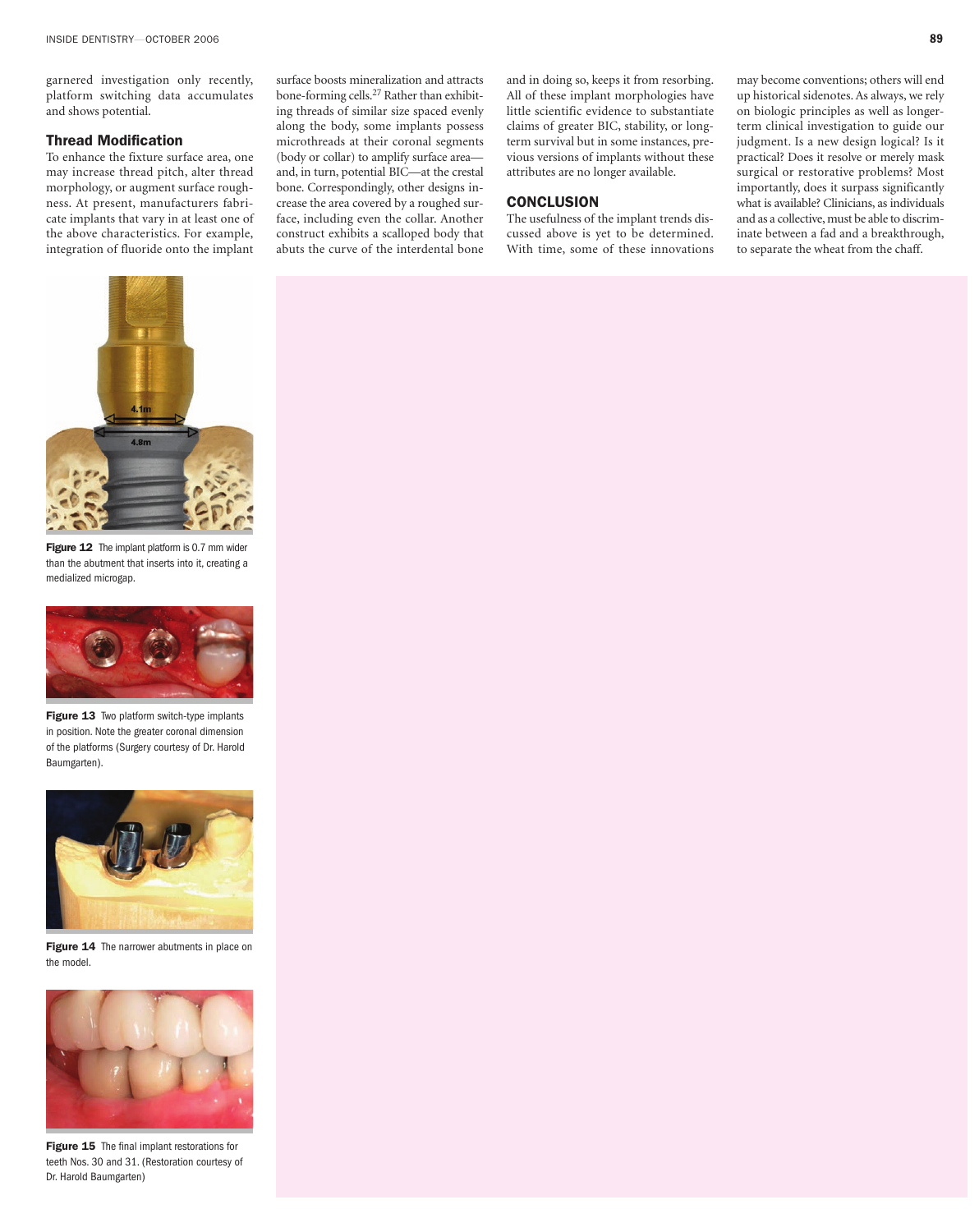garnered investigation only recently, platform switching data accumulates and shows potential.

### Thread Modification

To enhance the fixture surface area, one may increase thread pitch, alter thread morphology, or augment surface roughness. At present, manufacturers fabricate implants that vary in at least one of the above characteristics. For example, integration of fluoride onto the implant surface boosts mineralization and attracts bone-forming cells.[27] Rather than exhibiting threads of similar size spaced evenly along the body, some implants possess microthreads at their coronal segments (body or collar) to amplify surface area—and, in turn, potential BIC—at the crestal bone. Correspondingly, other designs increase the area covered by a roughed surface, including even the collar. Another construct exhibits a scalloped body that abuts the curve of the interdental bone and in doing so, keeps it from resorbing. All of these implant morphologies have little scientific evidence to substantiate claims of greater BIC, stability, or long-term survival but in some instances, previous versions of implants without these attributes are no longer available.

## CONCLUSION

The usefulness of the implant trends discussed above is yet to be determined. With time, some of these innovations may become conventions; others will end up historical sidenotes. As always, we rely on biologic principles as well as longer-term clinical investigation to guide our judgment. Is a new design logical? Is it practical? Does it resolve or merely mask surgical or restorative problems? Most importantly, does it surpass significantly what is available? Clinicians, as individuals and as a collective, must be able to discriminate between a fad and a breakthrough, to separate the wheat from the chaff.

**Figure 12** The implant platform is 0.7 mm wider than the abutment that inserts into it, creating a medialized microgap.

**Figure 13** Two platform switch-type implants in position. Note the greater coronal dimension of the platforms (Surgery courtesy of Dr. Harold Baumgarten).

**Figure 14** The narrower abutments in place on the model.

**Figure 15** The final implant restorations for teeth Nos. 30 and 31. (Restoration courtesy of Dr. Harold Baumgarten)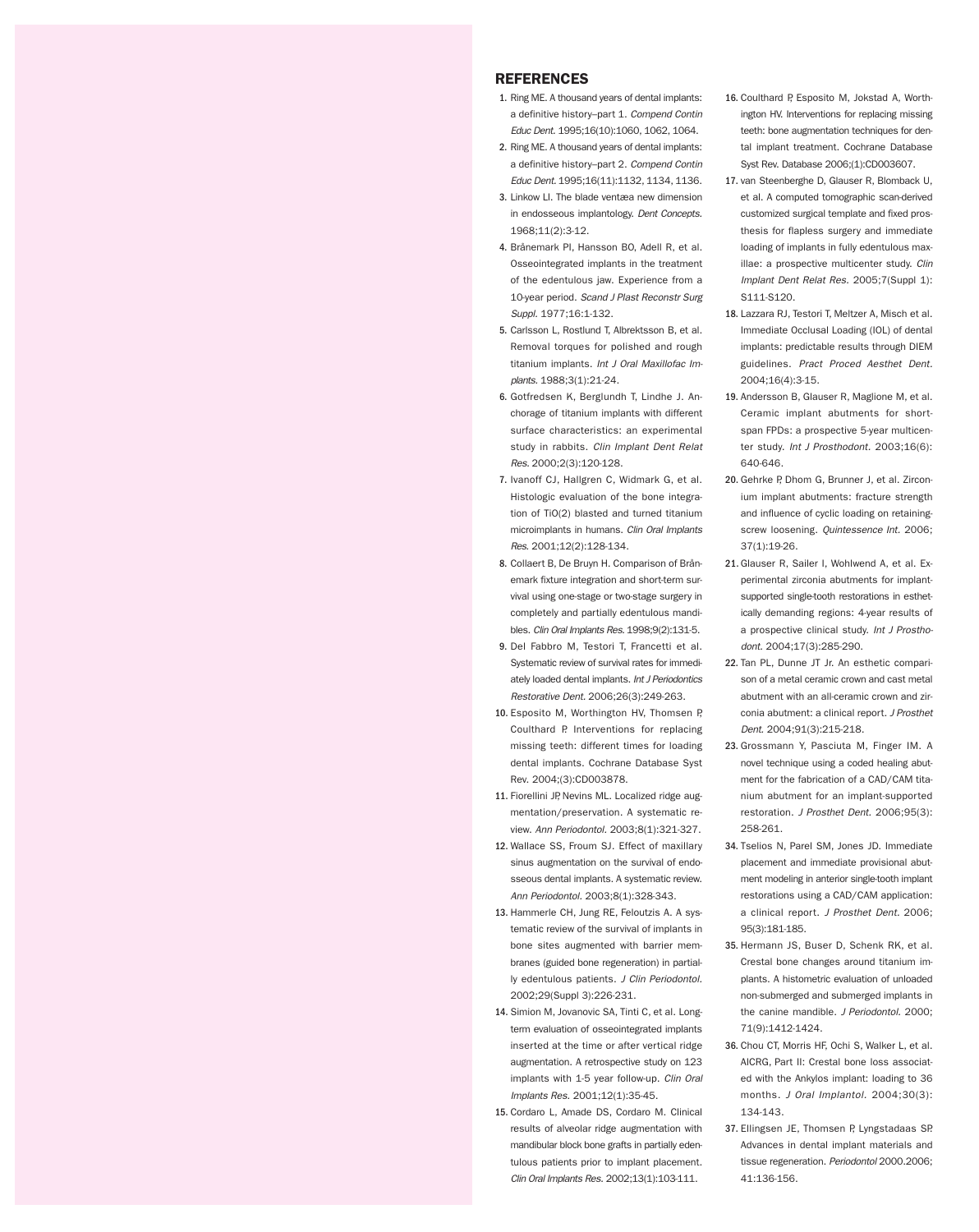## REFERENCES

1. Ring ME. A thousand years of dental implants: a definitive history–part 1. *Compend Contin Educ Dent.* 1995;16(10):1060, 1062, 1064.
2. Ring ME. A thousand years of dental implants: a definitive history–part 2. *Compend Contin Educ Dent.* 1995;16(11):1132, 1134, 1136.
3. Linkow LI. The blade ventæa new dimension in endosseous implantology. *Dent Concepts.* 1968;11(2):3-12.
4. Brånemark PI, Hansson BO, Adell R, et al. Osseointegrated implants in the treatment of the edentulous jaw. Experience from a 10-year period. *Scand J Plast Reconstr Surg Suppl.* 1977;16:1-132.
5. Carlsson L, Rostlund T, Albrektsson B, et al. Removal torques for polished and rough titanium implants. *Int J Oral Maxillofac Implants.* 1988;3(1):21-24.
6. Gotfredsen K, Berglundh T, Lindhe J. Anchorage of titanium implants with different surface characteristics: an experimental study in rabbits. *Clin Implant Dent Relat Res.* 2000;2(3):120-128.
7. Ivanoff CJ, Hallgren C, Widmark G, et al. Histologic evaluation of the bone integration of TiO(2) blasted and turned titanium microimplants in humans. *Clin Oral Implants Res.* 2001;12(2):128-134.
8. Collaert B, De Bruyn H. Comparison of Brånemark fixture integration and short-term survival using one-stage or two-stage surgery in completely and partially edentulous mandibles. *Clin Oral Implants Res.* 1998;9(2):131-5.
9. Del Fabbro M, Testori T, Francetti et al. Systematic review of survival rates for immediately loaded dental implants. *Int J Periodontics Restorative Dent.* 2006;26(3):249-263.
10. Esposito M, Worthington HV, Thomsen P, Coulthard P. Interventions for replacing missing teeth: different times for loading dental implants. Cochrane Database Syst Rev. 2004;(3):CD003878.
11. Fiorellini JP, Nevins ML. Localized ridge augmentation/preservation. A systematic review. *Ann Periodontol.* 2003;8(1):321-327.
12. Wallace SS, Froum SJ. Effect of maxillary sinus augmentation on the survival of endosseous dental implants. A systematic review. *Ann Periodontol.* 2003;8(1):328-343.
13. Hammerle CH, Jung RE, Feloutzis A. A systematic review of the survival of implants in bone sites augmented with barrier membranes (guided bone regeneration) in partially edentulous patients. *J Clin Periodontol.* 2002;29(Suppl 3):226-231.
14. Simion M, Jovanovic SA, Tinti C, et al. Long-term evaluation of osseointegrated implants inserted at the time or after vertical ridge augmentation. A retrospective study on 123 implants with 1-5 year follow-up. *Clin Oral Implants Res.* 2001;12(1):35-45.
15. Cordaro L, Amade DS, Cordaro M. Clinical results of alveolar ridge augmentation with mandibular block bone grafts in partially edentulous patients prior to implant placement. *Clin Oral Implants Res.* 2002;13(1):103-111.
16. Coulthard P, Esposito M, Jokstad A, Worthington HV. Interventions for replacing missing teeth: bone augmentation techniques for dental implant treatment. Cochrane Database Syst Rev. Database 2006;(1):CD003607.
17. van Steenberghe D, Glauser R, Blomback U, et al. A computed tomographic scan-derived customized surgical template and fixed prosthesis for flapless surgery and immediate loading of implants in fully edentulous maxillae: a prospective multicenter study. *Clin Implant Dent Relat Res.* 2005;7(Suppl 1):S111-S120.
18. Lazzara RJ, Testori T, Meltzer A, Misch et al. Immediate Occlusal Loading (IOL) of dental implants: predictable results through DIEM guidelines. *Pract Proced Aesthet Dent.* 2004;16(4):3-15.
19. Andersson B, Glauser R, Maglione M, et al. Ceramic implant abutments for short-span FPDs: a prospective 5-year multicenter study. *Int J Prosthodont.* 2003;16(6):640-646.
20. Gehrke P, Dhom G, Brunner J, et al. Zirconium implant abutments: fracture strength and influence of cyclic loading on retaining-screw loosening. *Quintessence Int.* 2006;37(1):19-26.
21. Glauser R, Sailer I, Wohlwend A, et al. Experimental zirconia abutments for implant-supported single-tooth restorations in esthetically demanding regions: 4-year results of a prospective clinical study. *Int J Prosthodont.* 2004;17(3):285-290.
22. Tan PL, Dunne JT Jr. An esthetic comparison of a metal ceramic crown and cast metal abutment with an all-ceramic crown and zirconia abutment: a clinical report. *J Prosthet Dent.* 2004;91(3):215-218.
23. Grossmann Y, Pasciuta M, Finger IM. A novel technique using a coded healing abutment for the fabrication of a CAD/CAM titanium abutment for an implant-supported restoration. *J Prosthet Dent.* 2006;95(3):258-261.
34. Tselios N, Parel SM, Jones JD. Immediate placement and immediate provisional abutment modeling in anterior single-tooth implant restorations using a CAD/CAM application: a clinical report. *J Prosthet Dent.* 2006;95(3):181-185.
35. Hermann JS, Buser D, Schenk RK, et al. Crestal bone changes around titanium implants. A histometric evaluation of unloaded non-submerged and submerged implants in the canine mandible. *J Periodontol.* 2000;71(9):1412-1424.
36. Chou CT, Morris HF, Ochi S, Walker L, et al. AICRG, Part II: Crestal bone loss associated with the Ankylos implant: loading to 36 months. *J Oral Implantol.* 2004;30(3):134-143.
37. Ellingsen JE, Thomsen P, Lyngstadaas SP. Advances in dental implant materials and tissue regeneration. *Periodontol* 2000.2006;41:136-156.